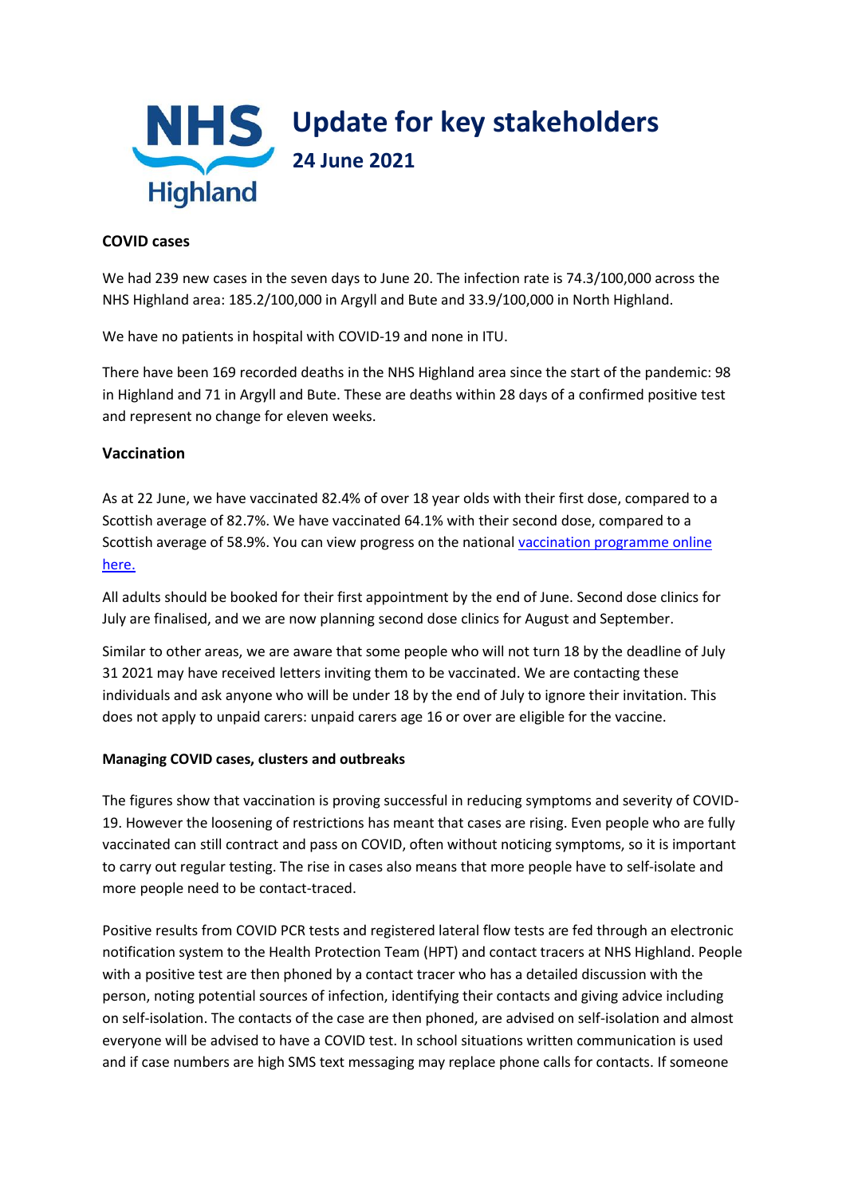# Update for key stakeholders

## 24 June 2021

### COVID cases

We had 239 new cases in the seven days to June 20. The infection rate is 74.3/100,000 across the NHS Highland area: 185.2/100,000 in Argyll and Bute and 33.9/100,000 in North Highland.

We have no patients in hospital with COVID-19 and none in ITU.

There have been 169 recorded deaths in the NHS Highland area since the start of the pandemic: 98 in Highland and 71 in Argyll and Bute. These are deaths within 28 days of a confirmed positive test and represent no change for eleven weeks.

### Vaccination

As at 22 June, we have vaccinated 82.4% of over 18 year olds with their first dose, compared to a Scottish average of 82.7%. We have vaccinated 64.1% with their second dose, compared to a Scottish average of 58.9%. You can view progress on the national vaccination programme online here.

All adults should be booked for their first appointment by the end of June. Second dose clinics for July are finalised, and we are now planning second dose clinics for August and September.

Similar to other areas, we are aware that some people who will not turn 18 by the deadline of July 31 2021 may have received letters inviting them to be vaccinated. We are contacting these individuals and ask anyone who will be under 18 by the end of July to ignore their invitation. This does not apply to unpaid carers: unpaid carers age 16 or over are eligible for the vaccine.

### Managing COVID cases, clusters and outbreaks

The figures show that vaccination is proving successful in reducing symptoms and severity of COVID-19. However the loosening of restrictions has meant that cases are rising. Even people who are fully vaccinated can still contract and pass on COVID, often without noticing symptoms, so it is important to carry out regular testing. The rise in cases also means that more people have to self-isolate and more people need to be contact-traced.

Positive results from COVID PCR tests and registered lateral flow tests are fed through an electronic notification system to the Health Protection Team (HPT) and contact tracers at NHS Highland. People with a positive test are then phoned by a contact tracer who has a detailed discussion with the person, noting potential sources of infection, identifying their contacts and giving advice including on self-isolation. The contacts of the case are then phoned, are advised on self-isolation and almost everyone will be advised to have a COVID test. In school situations written communication is used and if case numbers are high SMS text messaging may replace phone calls for contacts. If someone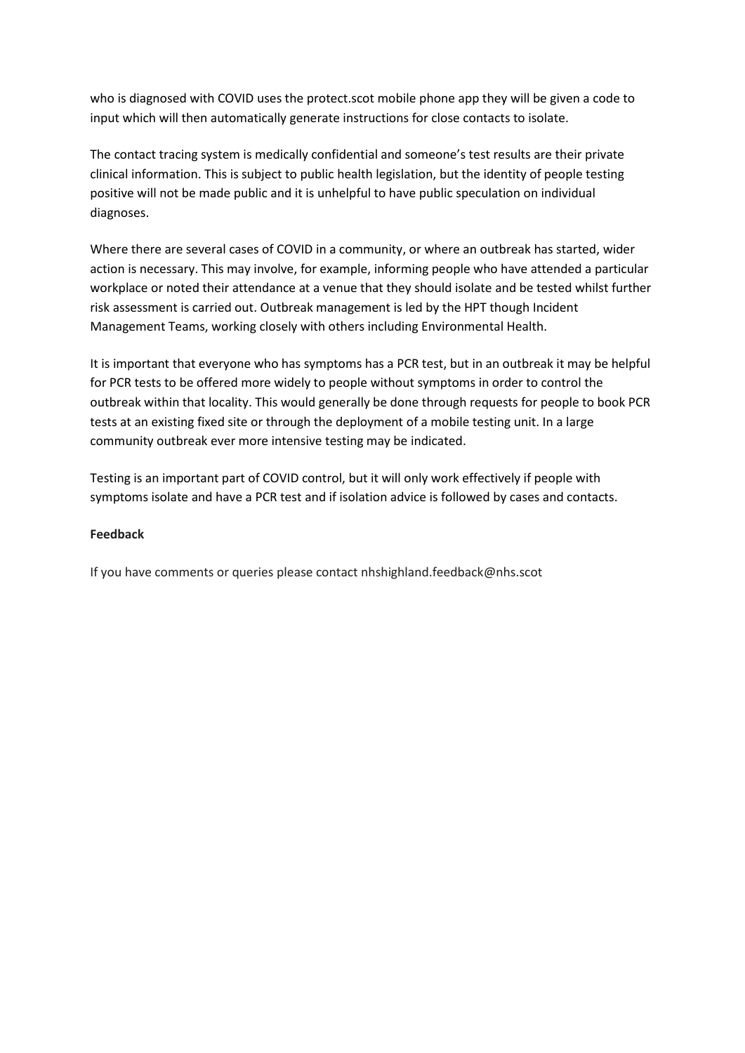who is diagnosed with COVID uses the protect.scot mobile phone app they will be given a code to input which will then automatically generate instructions for close contacts to isolate.

The contact tracing system is medically confidential and someone's test results are their private clinical information. This is subject to public health legislation, but the identity of people testing positive will not be made public and it is unhelpful to have public speculation on individual diagnoses.

Where there are several cases of COVID in a community, or where an outbreak has started, wider action is necessary. This may involve, for example, informing people who have attended a particular workplace or noted their attendance at a venue that they should isolate and be tested whilst further risk assessment is carried out. Outbreak management is led by the HPT though Incident Management Teams, working closely with others including Environmental Health.

It is important that everyone who has symptoms has a PCR test, but in an outbreak it may be helpful for PCR tests to be offered more widely to people without symptoms in order to control the outbreak within that locality. This would generally be done through requests for people to book PCR tests at an existing fixed site or through the deployment of a mobile testing unit. In a large community outbreak ever more intensive testing may be indicated.

Testing is an important part of COVID control, but it will only work effectively if people with symptoms isolate and have a PCR test and if isolation advice is followed by cases and contacts.

**Feedback**

If you have comments or queries please contact nhshighland.feedback@nhs.scot